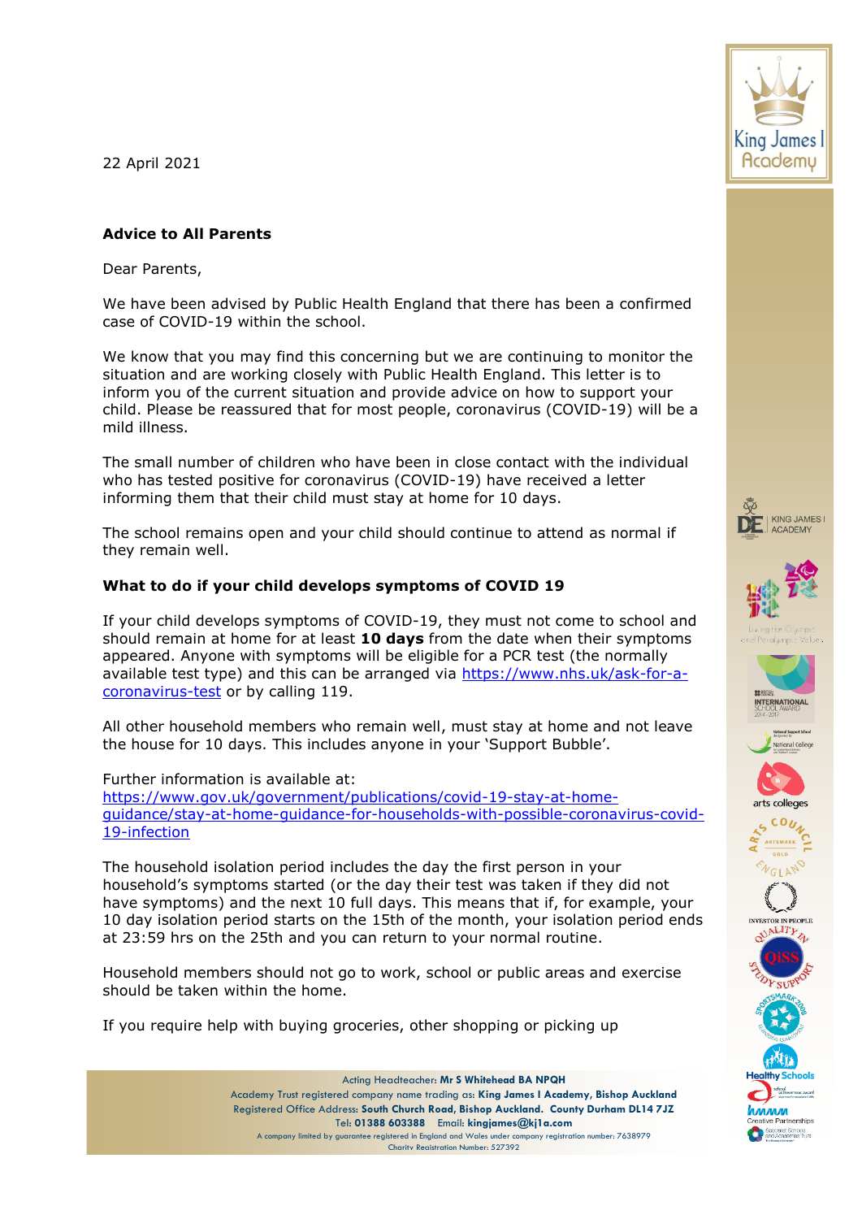22 April 2021

**Advice to All Parents**

Dear Parents,

We have been advised by Public Health England that there has been a confirmed case of COVID-19 within the school.

We know that you may find this concerning but we are continuing to monitor the situation and are working closely with Public Health England. This letter is to inform you of the current situation and provide advice on how to support your child. Please be reassured that for most people, coronavirus (COVID-19) will be a mild illness.

The small number of children who have been in close contact with the individual who has tested positive for coronavirus (COVID-19) have received a letter informing them that their child must stay at home for 10 days.

The school remains open and your child should continue to attend as normal if they remain well.

**What to do if your child develops symptoms of COVID 19**

If your child develops symptoms of COVID-19, they must not come to school and should remain at home for at least **10 days** from the date when their symptoms appeared. Anyone with symptoms will be eligible for a PCR test (the normally available test type) and this can be arranged via https://www.nhs.uk/ask-for-a-coronavirus-test or by calling 119.

All other household members who remain well, must stay at home and not leave the house for 10 days. This includes anyone in your 'Support Bubble'.

Further information is available at:
https://www.gov.uk/government/publications/covid-19-stay-at-home-guidance/stay-at-home-guidance-for-households-with-possible-coronavirus-covid-19-infection

The household isolation period includes the day the first person in your household's symptoms started (or the day their test was taken if they did not have symptoms) and the next 10 full days. This means that if, for example, your 10 day isolation period starts on the 15th of the month, your isolation period ends at 23:59 hrs on the 25th and you can return to your normal routine.

Household members should not go to work, school or public areas and exercise should be taken within the home.

If you require help with buying groceries, other shopping or picking up

Acting Headteacher: **Mr S Whitehead BA NPQH**
Academy Trust registered company name trading as: **King James I Academy, Bishop Auckland**
Registered Office Address: **South Church Road, Bishop Auckland. County Durham DL14 7JZ**
Tel: **01388 603388** Email: **kingjames@kj1a.com**
A company limited by guarantee registered in England and Wales under company registration number: 7638979
Charity Registration Number: 527392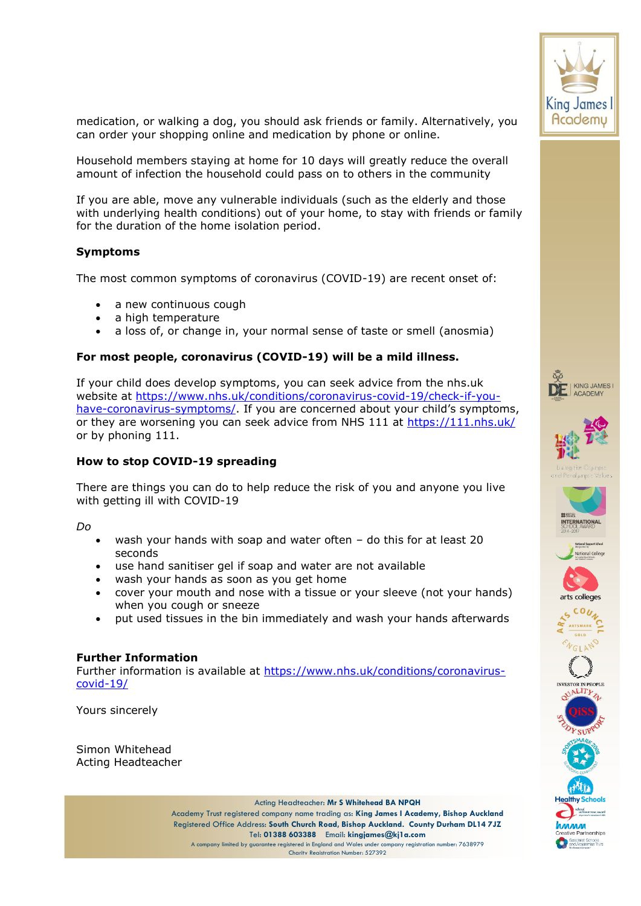medication, or walking a dog, you should ask friends or family. Alternatively, you can order your shopping online and medication by phone or online.

Household members staying at home for 10 days will greatly reduce the overall amount of infection the household could pass on to others in the community

If you are able, move any vulnerable individuals (such as the elderly and those with underlying health conditions) out of your home, to stay with friends or family for the duration of the home isolation period.

**Symptoms**

The most common symptoms of coronavirus (COVID-19) are recent onset of:

- a new continuous cough
- a high temperature
- a loss of, or change in, your normal sense of taste or smell (anosmia)

**For most people, coronavirus (COVID-19) will be a mild illness.**

If your child does develop symptoms, you can seek advice from the nhs.uk website at https://www.nhs.uk/conditions/coronavirus-covid-19/check-if-you-have-coronavirus-symptoms/. If you are concerned about your child's symptoms, or they are worsening you can seek advice from NHS 111 at https://111.nhs.uk/ or by phoning 111.

**How to stop COVID-19 spreading**

There are things you can do to help reduce the risk of you and anyone you live with getting ill with COVID-19

*Do*

- wash your hands with soap and water often – do this for at least 20 seconds
- use hand sanitiser gel if soap and water are not available
- wash your hands as soon as you get home
- cover your mouth and nose with a tissue or your sleeve (not your hands) when you cough or sneeze
- put used tissues in the bin immediately and wash your hands afterwards

**Further Information**

Further information is available at https://www.nhs.uk/conditions/coronavirus-covid-19/

Yours sincerely

Simon Whitehead
Acting Headteacher